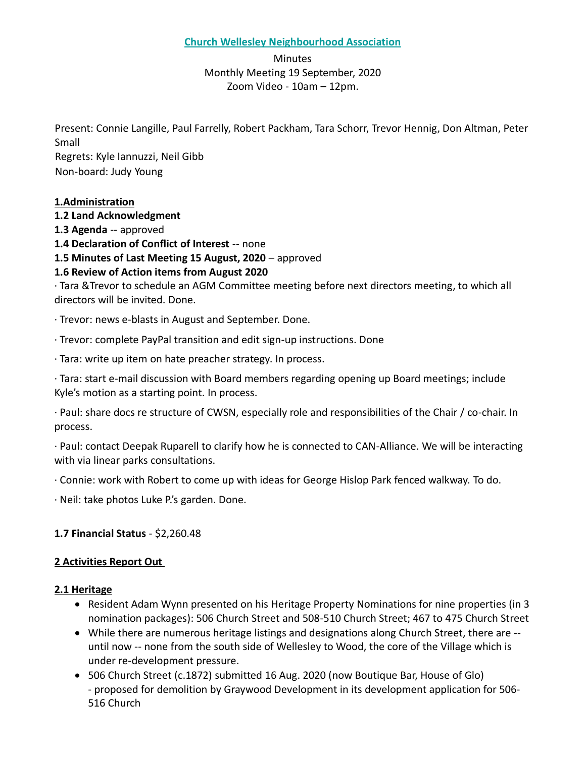# Church Wellesley Neighbourhood Association

Minutes
Monthly Meeting 19 September, 2020
Zoom Video - 10am – 12pm.

Present: Connie Langille, Paul Farrelly, Robert Packham, Tara Schorr, Trevor Hennig, Don Altman, Peter Small
Regrets: Kyle Iannuzzi, Neil Gibb
Non-board: Judy Young

## 1.Administration

**1.2 Land Acknowledgment**

**1.3 Agenda** -- approved

**1.4 Declaration of Conflict of Interest** -- none

**1.5 Minutes of Last Meeting 15 August, 2020** – approved

**1.6 Review of Action items from August 2020**

· Tara &Trevor to schedule an AGM Committee meeting before next directors meeting, to which all directors will be invited. Done.

· Trevor: news e-blasts in August and September. Done.

· Trevor: complete PayPal transition and edit sign-up instructions. Done

· Tara: write up item on hate preacher strategy. In process.

· Tara: start e-mail discussion with Board members regarding opening up Board meetings; include Kyle's motion as a starting point. In process.

· Paul: share docs re structure of CWSN, especially role and responsibilities of the Chair / co-chair. In process.

· Paul: contact Deepak Ruparell to clarify how he is connected to CAN-Alliance. We will be interacting with via linear parks consultations.

· Connie: work with Robert to come up with ideas for George Hislop Park fenced walkway. To do.

· Neil: take photos Luke P.'s garden. Done.

**1.7 Financial Status** - $2,260.48

## 2 Activities Report Out

### 2.1 Heritage

- Resident Adam Wynn presented on his Heritage Property Nominations for nine properties (in 3 nomination packages): 506 Church Street and 508-510 Church Street; 467 to 475 Church Street
- While there are numerous heritage listings and designations along Church Street, there are -- until now -- none from the south side of Wellesley to Wood, the core of the Village which is under re-development pressure.
- 506 Church Street (c.1872) submitted 16 Aug. 2020 (now Boutique Bar, House of Glo) - proposed for demolition by Graywood Development in its development application for 506-516 Church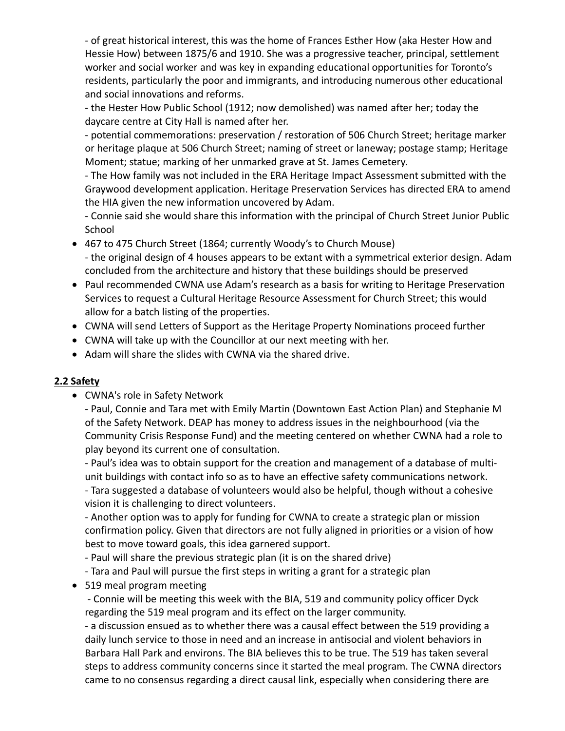- of great historical interest, this was the home of Frances Esther How (aka Hester How and Hessie How) between 1875/6 and 1910. She was a progressive teacher, principal, settlement worker and social worker and was key in expanding educational opportunities for Toronto's residents, particularly the poor and immigrants, and introducing numerous other educational and social innovations and reforms.

- the Hester How Public School (1912; now demolished) was named after her; today the daycare centre at City Hall is named after her.

- potential commemorations: preservation / restoration of 506 Church Street; heritage marker or heritage plaque at 506 Church Street; naming of street or laneway; postage stamp; Heritage Moment; statue; marking of her unmarked grave at St. James Cemetery.

- The How family was not included in the ERA Heritage Impact Assessment submitted with the Graywood development application. Heritage Preservation Services has directed ERA to amend the HIA given the new information uncovered by Adam.

- Connie said she would share this information with the principal of Church Street Junior Public School

- 467 to 475 Church Street (1864; currently Woody's to Church Mouse)
  - the original design of 4 houses appears to be extant with a symmetrical exterior design. Adam concluded from the architecture and history that these buildings should be preserved
- Paul recommended CWNA use Adam's research as a basis for writing to Heritage Preservation Services to request a Cultural Heritage Resource Assessment for Church Street; this would allow for a batch listing of the properties.
- CWNA will send Letters of Support as the Heritage Property Nominations proceed further
- CWNA will take up with the Councillor at our next meeting with her.
- Adam will share the slides with CWNA via the shared drive.

**2.2 Safety**

- CWNA's role in Safety Network
  - Paul, Connie and Tara met with Emily Martin (Downtown East Action Plan) and Stephanie M of the Safety Network. DEAP has money to address issues in the neighbourhood (via the Community Crisis Response Fund) and the meeting centered on whether CWNA had a role to play beyond its current one of consultation.
  - Paul's idea was to obtain support for the creation and management of a database of multi-unit buildings with contact info so as to have an effective safety communications network.
  - Tara suggested a database of volunteers would also be helpful, though without a cohesive vision it is challenging to direct volunteers.
  - Another option was to apply for funding for CWNA to create a strategic plan or mission confirmation policy. Given that directors are not fully aligned in priorities or a vision of how best to move toward goals, this idea garnered support.
  - Paul will share the previous strategic plan (it is on the shared drive)
  - Tara and Paul will pursue the first steps in writing a grant for a strategic plan
- 519 meal program meeting
  - Connie will be meeting this week with the BIA, 519 and community policy officer Dyck regarding the 519 meal program and its effect on the larger community.
  - a discussion ensued as to whether there was a causal effect between the 519 providing a daily lunch service to those in need and an increase in antisocial and violent behaviors in Barbara Hall Park and environs. The BIA believes this to be true. The 519 has taken several steps to address community concerns since it started the meal program. The CWNA directors came to no consensus regarding a direct causal link, especially when considering there are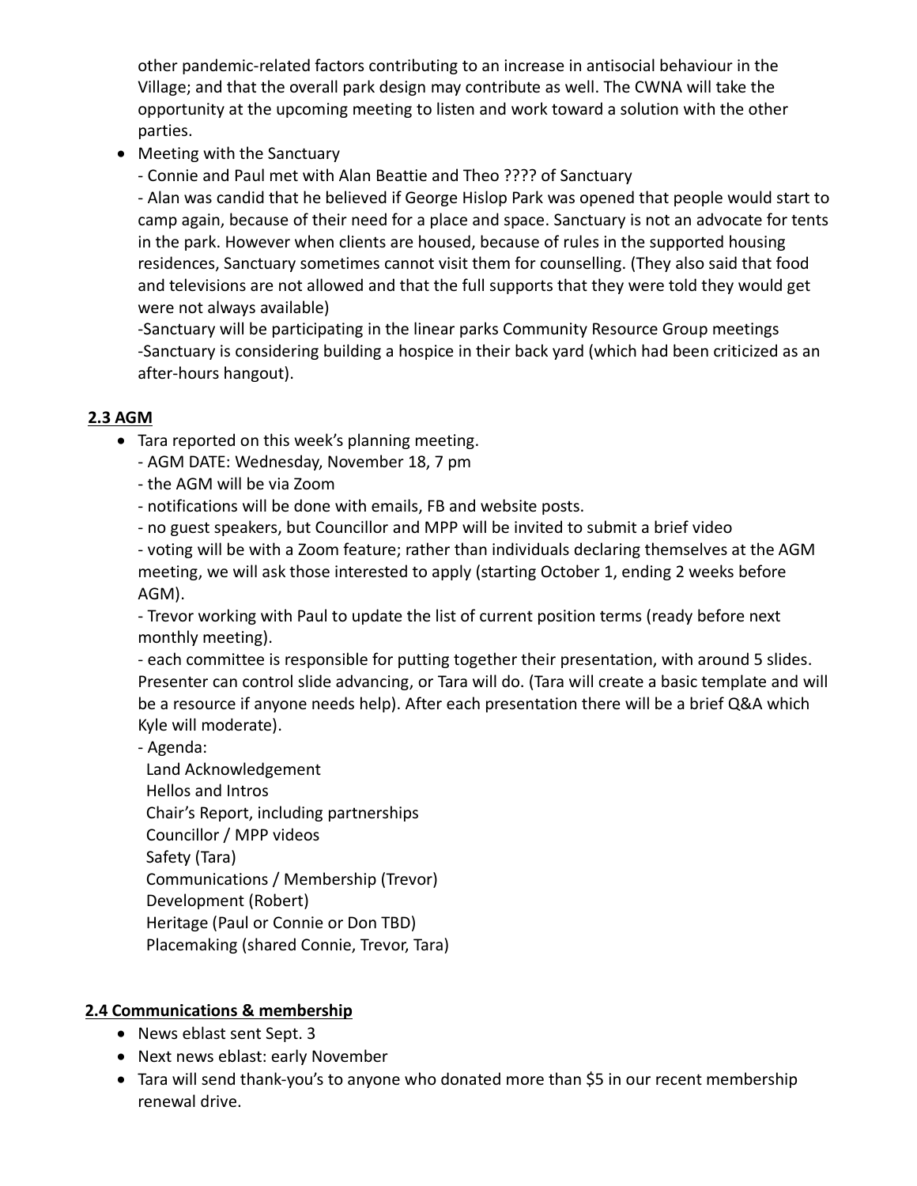other pandemic-related factors contributing to an increase in antisocial behaviour in the Village; and that the overall park design may contribute as well. The CWNA will take the opportunity at the upcoming meeting to listen and work toward a solution with the other parties.

- Meeting with the Sanctuary
  - Connie and Paul met with Alan Beattie and Theo ???? of Sanctuary
  - Alan was candid that he believed if George Hislop Park was opened that people would start to camp again, because of their need for a place and space. Sanctuary is not an advocate for tents in the park. However when clients are housed, because of rules in the supported housing residences, Sanctuary sometimes cannot visit them for counselling. (They also said that food and televisions are not allowed and that the full supports that they were told they would get were not always available)
  - Sanctuary will be participating in the linear parks Community Resource Group meetings
  - Sanctuary is considering building a hospice in their back yard (which had been criticized as an after-hours hangout).

## 2.3 AGM

- Tara reported on this week's planning meeting.
  - AGM DATE: Wednesday, November 18, 7 pm
  - the AGM will be via Zoom
  - notifications will be done with emails, FB and website posts.
  - no guest speakers, but Councillor and MPP will be invited to submit a brief video
  - voting will be with a Zoom feature; rather than individuals declaring themselves at the AGM meeting, we will ask those interested to apply (starting October 1, ending 2 weeks before AGM).
  - Trevor working with Paul to update the list of current position terms (ready before next monthly meeting).
  - each committee is responsible for putting together their presentation, with around 5 slides. Presenter can control slide advancing, or Tara will do. (Tara will create a basic template and will be a resource if anyone needs help). After each presentation there will be a brief Q&A which Kyle will moderate).
  - Agenda:
    - Land Acknowledgement
    - Hellos and Intros
    - Chair's Report, including partnerships
    - Councillor / MPP videos
    - Safety (Tara)
    - Communications / Membership (Trevor)
    - Development (Robert)
    - Heritage (Paul or Connie or Don TBD)
    - Placemaking (shared Connie, Trevor, Tara)

## 2.4 Communications & membership

- News eblast sent Sept. 3
- Next news eblast: early November
- Tara will send thank-you's to anyone who donated more than $5 in our recent membership renewal drive.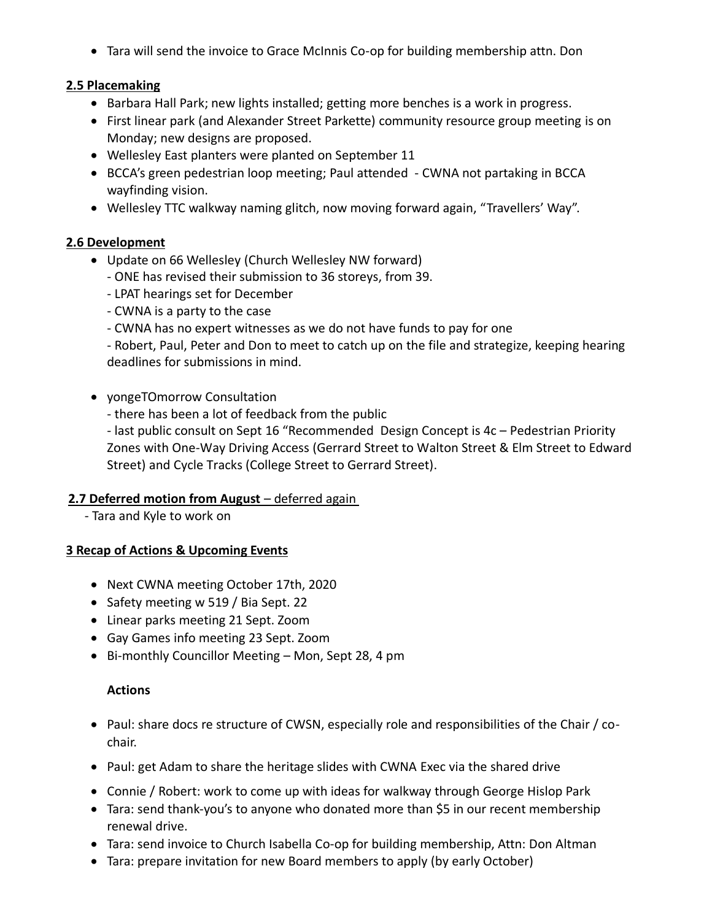- Tara will send the invoice to Grace McInnis Co-op for building membership attn. Don

**2.5 Placemaking**

- Barbara Hall Park; new lights installed; getting more benches is a work in progress.
- First linear park (and Alexander Street Parkette) community resource group meeting is on Monday; new designs are proposed.
- Wellesley East planters were planted on September 11
- BCCA's green pedestrian loop meeting; Paul attended - CWNA not partaking in BCCA wayfinding vision.
- Wellesley TTC walkway naming glitch, now moving forward again, "Travellers' Way".

**2.6 Development**

- Update on 66 Wellesley (Church Wellesley NW forward)
  - ONE has revised their submission to 36 storeys, from 39.
  - LPAT hearings set for December
  - CWNA is a party to the case
  - CWNA has no expert witnesses as we do not have funds to pay for one
  - Robert, Paul, Peter and Don to meet to catch up on the file and strategize, keeping hearing deadlines for submissions in mind.

- yongeTOmorrow Consultation
  - there has been a lot of feedback from the public
  - last public consult on Sept 16 "Recommended Design Concept is 4c – Pedestrian Priority Zones with One-Way Driving Access (Gerrard Street to Walton Street & Elm Street to Edward Street) and Cycle Tracks (College Street to Gerrard Street).

**2.7 Deferred motion from August** – deferred again

- Tara and Kyle to work on

**3 Recap of Actions & Upcoming Events**

- Next CWNA meeting October 17th, 2020
- Safety meeting w 519 / Bia Sept. 22
- Linear parks meeting 21 Sept. Zoom
- Gay Games info meeting 23 Sept. Zoom
- Bi-monthly Councillor Meeting – Mon, Sept 28, 4 pm

**Actions**

- Paul: share docs re structure of CWSN, especially role and responsibilities of the Chair / co-chair.
- Paul: get Adam to share the heritage slides with CWNA Exec via the shared drive
- Connie / Robert: work to come up with ideas for walkway through George Hislop Park
- Tara: send thank-you's to anyone who donated more than $5 in our recent membership renewal drive.
- Tara: send invoice to Church Isabella Co-op for building membership, Attn: Don Altman
- Tara: prepare invitation for new Board members to apply (by early October)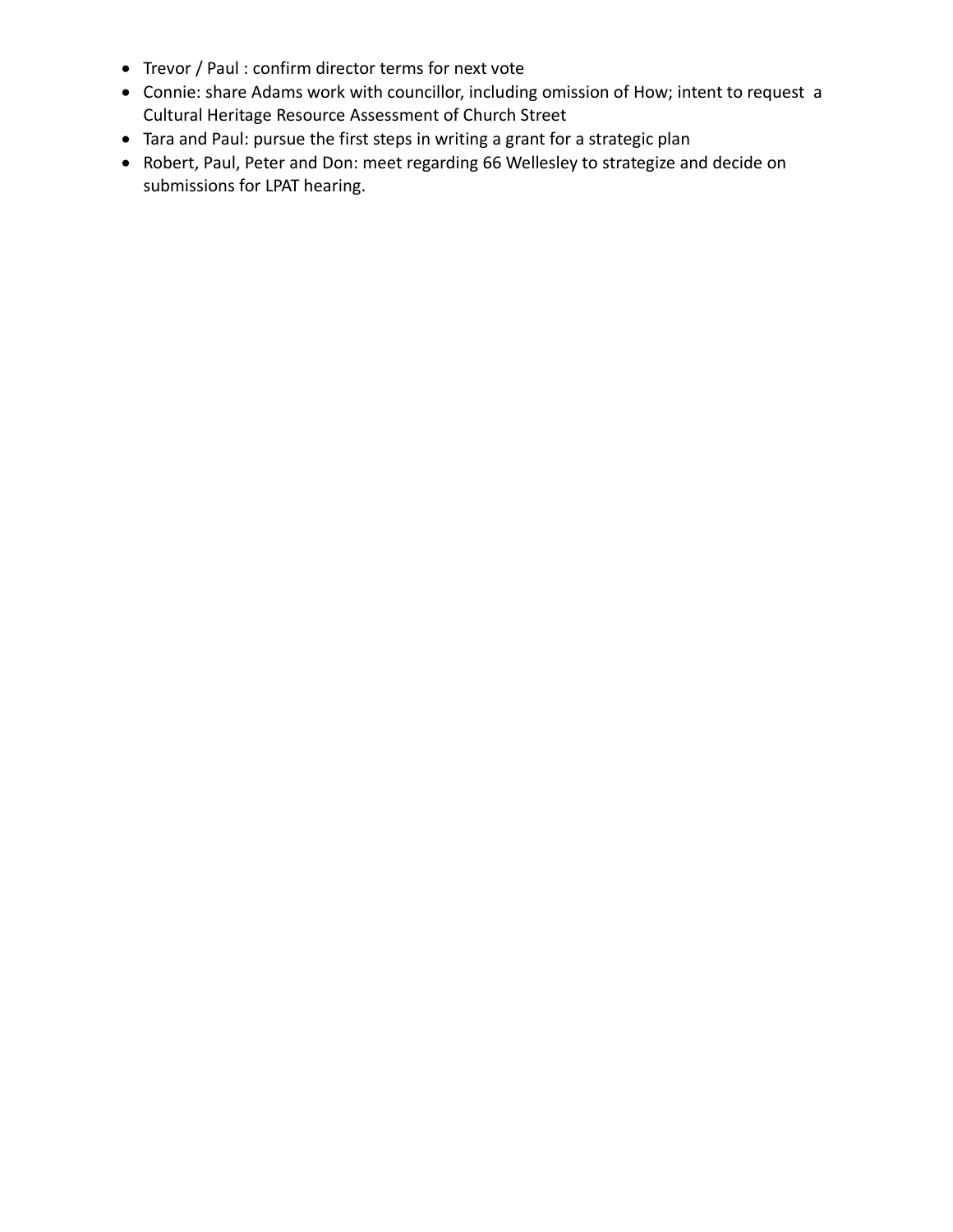- Trevor / Paul : confirm director terms for next vote
- Connie: share Adams work with councillor, including omission of How; intent to request a Cultural Heritage Resource Assessment of Church Street
- Tara and Paul: pursue the first steps in writing a grant for a strategic plan
- Robert, Paul, Peter and Don: meet regarding 66 Wellesley to strategize and decide on submissions for LPAT hearing.